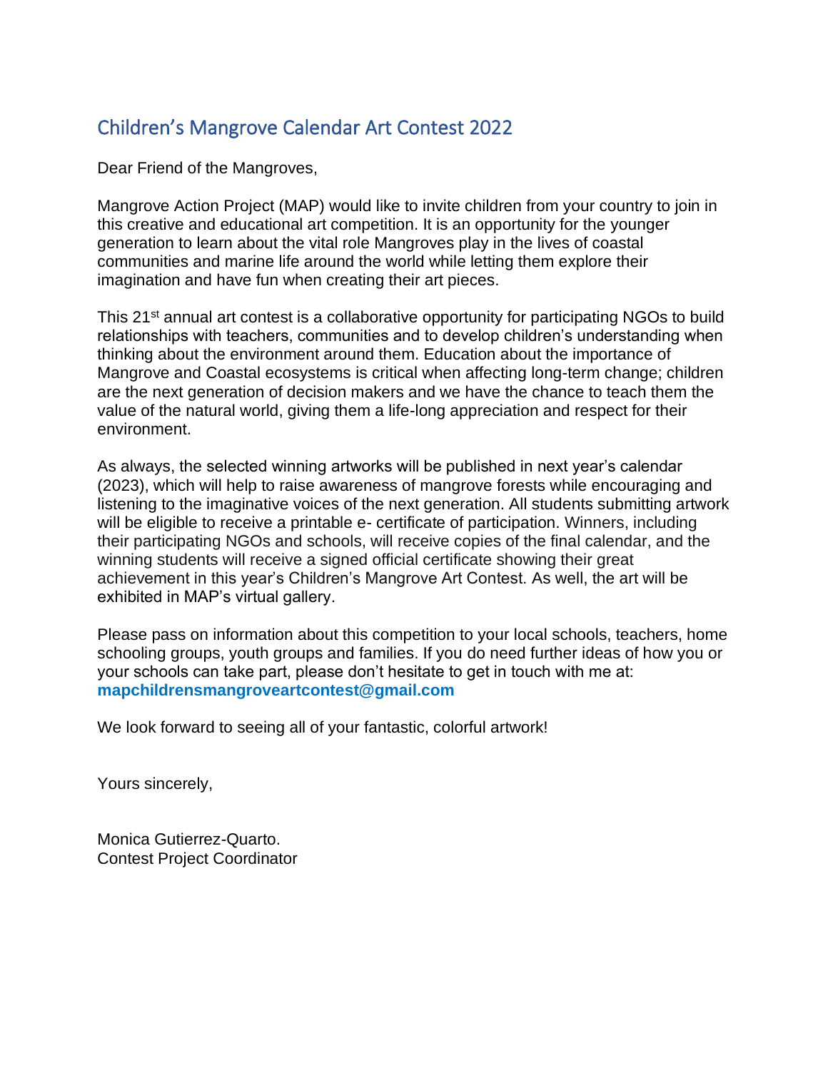# Children's Mangrove Calendar Art Contest 2022

Dear Friend of the Mangroves,

Mangrove Action Project (MAP) would like to invite children from your country to join in this creative and educational art competition. It is an opportunity for the younger generation to learn about the vital role Mangroves play in the lives of coastal communities and marine life around the world while letting them explore their imagination and have fun when creating their art pieces.

This 21st annual art contest is a collaborative opportunity for participating NGOs to build relationships with teachers, communities and to develop children's understanding when thinking about the environment around them. Education about the importance of Mangrove and Coastal ecosystems is critical when affecting long-term change; children are the next generation of decision makers and we have the chance to teach them the value of the natural world, giving them a life-long appreciation and respect for their environment.

As always, the selected winning artworks will be published in next year's calendar (2023), which will help to raise awareness of mangrove forests while encouraging and listening to the imaginative voices of the next generation. All students submitting artwork will be eligible to receive a printable e- certificate of participation. Winners, including their participating NGOs and schools, will receive copies of the final calendar, and the winning students will receive a signed official certificate showing their great achievement in this year's Children's Mangrove Art Contest. As well, the art will be exhibited in MAP's virtual gallery.

Please pass on information about this competition to your local schools, teachers, home schooling groups, youth groups and families. If you do need further ideas of how you or your schools can take part, please don't hesitate to get in touch with me at: **mapchildrensmangroveartcontest@gmail.com**

We look forward to seeing all of your fantastic, colorful artwork!

Yours sincerely,

Monica Gutierrez-Quarto.
Contest Project Coordinator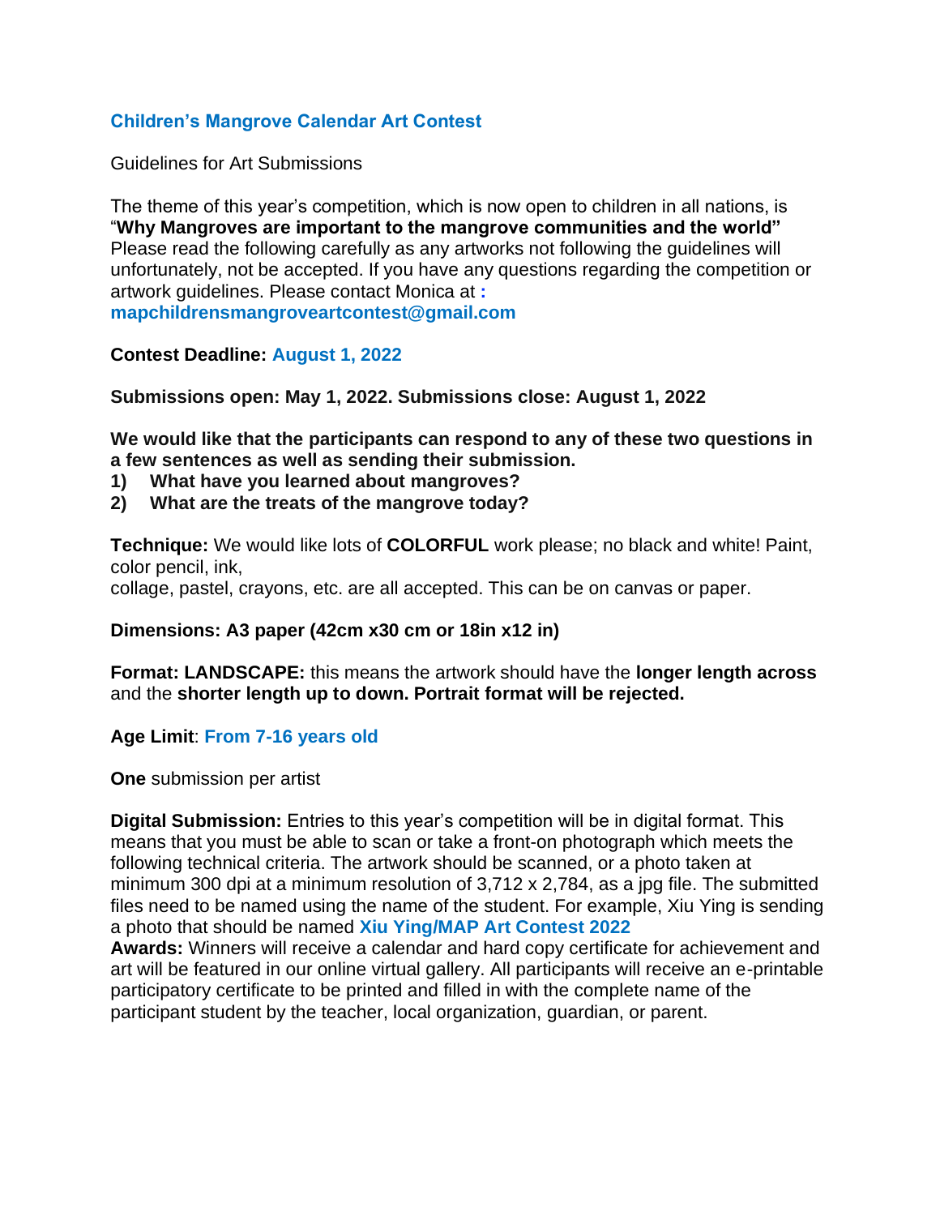## Children's Mangrove Calendar Art Contest

Guidelines for Art Submissions

The theme of this year's competition, which is now open to children in all nations, is "**Why Mangroves are important to the mangrove communities and the world"** Please read the following carefully as any artworks not following the guidelines will unfortunately, not be accepted. If you have any questions regarding the competition or artwork guidelines. Please contact Monica at **: mapchildrensmangroveartcontest@gmail.com**

**Contest Deadline: August 1, 2022**

**Submissions open: May 1, 2022. Submissions close: August 1, 2022**

**We would like that the participants can respond to any of these two questions in a few sentences as well as sending their submission.**

1) **What have you learned about mangroves?**
2) **What are the treats of the mangrove today?**

**Technique:** We would like lots of **COLORFUL** work please; no black and white! Paint, color pencil, ink,
collage, pastel, crayons, etc. are all accepted. This can be on canvas or paper.

**Dimensions: A3 paper (42cm x30 cm or 18in x12 in)**

**Format: LANDSCAPE:** this means the artwork should have the **longer length across** and the **shorter length up to down. Portrait format will be rejected.**

**Age Limit**: **From 7-16 years old**

**One** submission per artist

**Digital Submission:** Entries to this year's competition will be in digital format. This means that you must be able to scan or take a front-on photograph which meets the following technical criteria. The artwork should be scanned, or a photo taken at minimum 300 dpi at a minimum resolution of 3,712 x 2,784, as a jpg file. The submitted files need to be named using the name of the student. For example, Xiu Ying is sending a photo that should be named **Xiu Ying/MAP Art Contest 2022**

**Awards:** Winners will receive a calendar and hard copy certificate for achievement and art will be featured in our online virtual gallery. All participants will receive an e-printable participatory certificate to be printed and filled in with the complete name of the participant student by the teacher, local organization, guardian, or parent.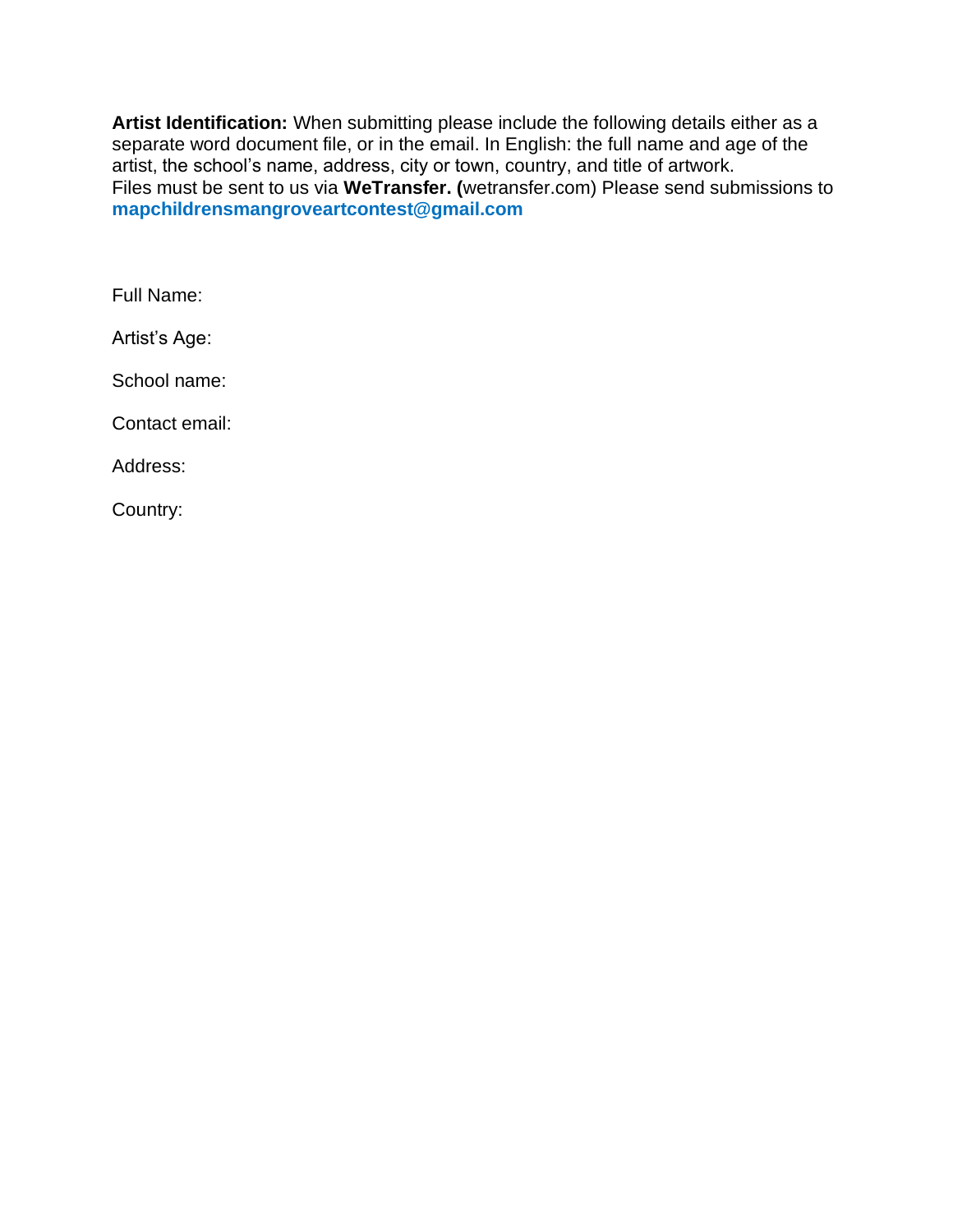**Artist Identification:** When submitting please include the following details either as a separate word document file, or in the email. In English: the full name and age of the artist, the school's name, address, city or town, country, and title of artwork.
Files must be sent to us via **WeTransfer. (**wetransfer.com) Please send submissions to **mapchildrensmangroveartcontest@gmail.com**

Full Name:

Artist's Age:

School name:

Contact email:

Address:

Country: